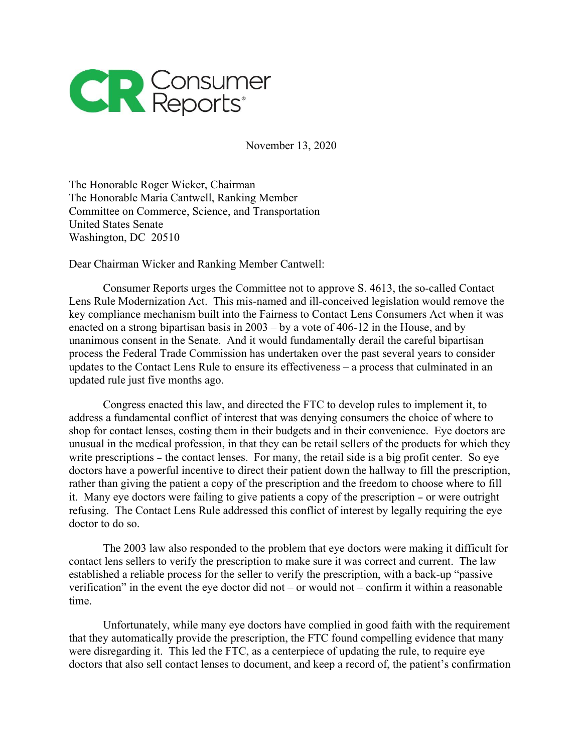Consumer Reports

November 13, 2020

The Honorable Roger Wicker, Chairman
The Honorable Maria Cantwell, Ranking Member
Committee on Commerce, Science, and Transportation
United States Senate
Washington, DC 20510

Dear Chairman Wicker and Ranking Member Cantwell:

Consumer Reports urges the Committee not to approve S. 4613, the so-called Contact Lens Rule Modernization Act. This mis-named and ill-conceived legislation would remove the key compliance mechanism built into the Fairness to Contact Lens Consumers Act when it was enacted on a strong bipartisan basis in 2003 – by a vote of 406-12 in the House, and by unanimous consent in the Senate. And it would fundamentally derail the careful bipartisan process the Federal Trade Commission has undertaken over the past several years to consider updates to the Contact Lens Rule to ensure its effectiveness – a process that culminated in an updated rule just five months ago.

Congress enacted this law, and directed the FTC to develop rules to implement it, to address a fundamental conflict of interest that was denying consumers the choice of where to shop for contact lenses, costing them in their budgets and in their convenience. Eye doctors are unusual in the medical profession, in that they can be retail sellers of the products for which they write prescriptions – the contact lenses. For many, the retail side is a big profit center. So eye doctors have a powerful incentive to direct their patient down the hallway to fill the prescription, rather than giving the patient a copy of the prescription and the freedom to choose where to fill it. Many eye doctors were failing to give patients a copy of the prescription – or were outright refusing. The Contact Lens Rule addressed this conflict of interest by legally requiring the eye doctor to do so.

The 2003 law also responded to the problem that eye doctors were making it difficult for contact lens sellers to verify the prescription to make sure it was correct and current. The law established a reliable process for the seller to verify the prescription, with a back-up "passive verification" in the event the eye doctor did not – or would not – confirm it within a reasonable time.

Unfortunately, while many eye doctors have complied in good faith with the requirement that they automatically provide the prescription, the FTC found compelling evidence that many were disregarding it. This led the FTC, as a centerpiece of updating the rule, to require eye doctors that also sell contact lenses to document, and keep a record of, the patient's confirmation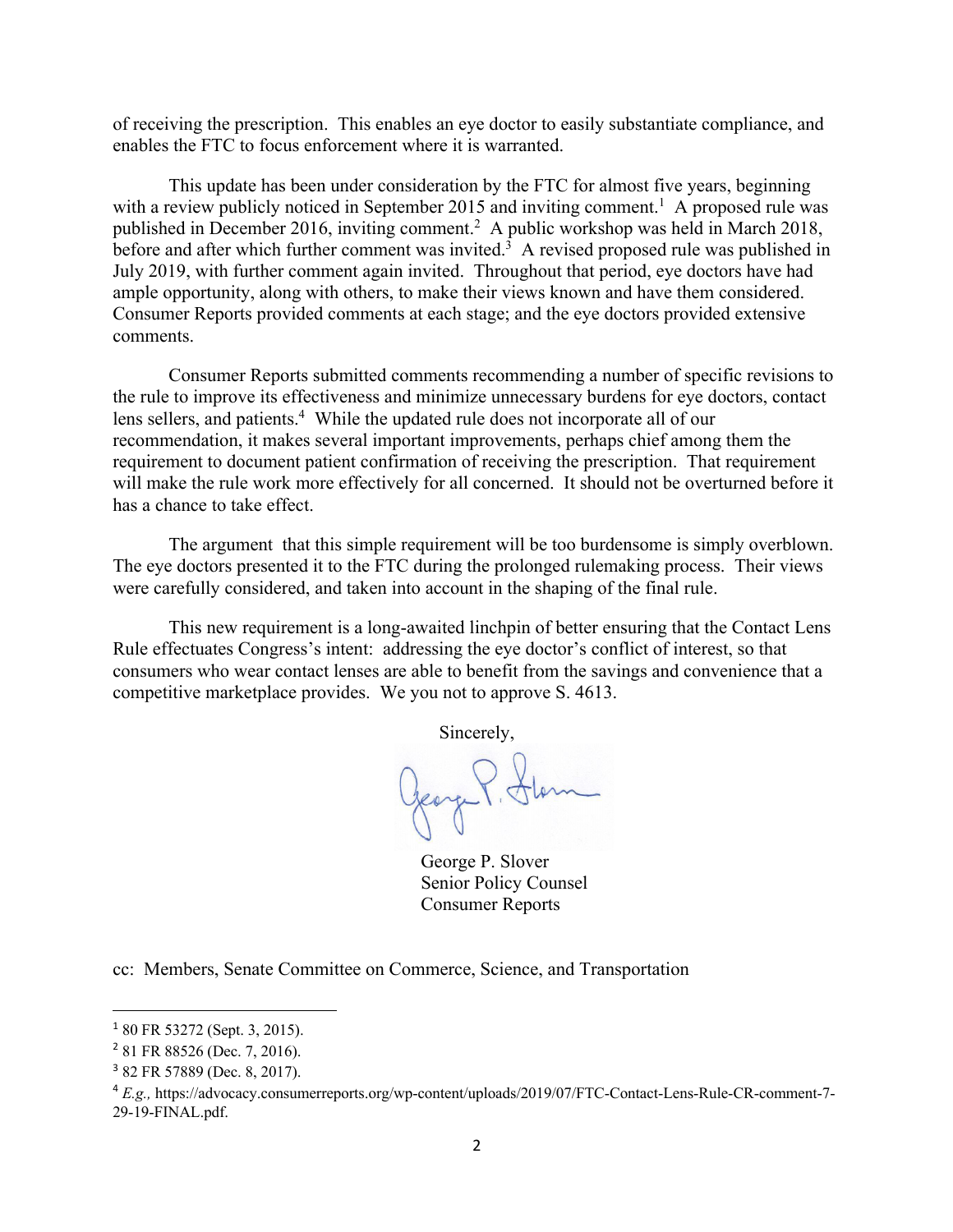of receiving the prescription. This enables an eye doctor to easily substantiate compliance, and enables the FTC to focus enforcement where it is warranted.

This update has been under consideration by the FTC for almost five years, beginning with a review publicly noticed in September 2015 and inviting comment.[1] A proposed rule was published in December 2016, inviting comment.[2] A public workshop was held in March 2018, before and after which further comment was invited.[3] A revised proposed rule was published in July 2019, with further comment again invited. Throughout that period, eye doctors have had ample opportunity, along with others, to make their views known and have them considered. Consumer Reports provided comments at each stage; and the eye doctors provided extensive comments.

Consumer Reports submitted comments recommending a number of specific revisions to the rule to improve its effectiveness and minimize unnecessary burdens for eye doctors, contact lens sellers, and patients.[4] While the updated rule does not incorporate all of our recommendation, it makes several important improvements, perhaps chief among them the requirement to document patient confirmation of receiving the prescription. That requirement will make the rule work more effectively for all concerned. It should not be overturned before it has a chance to take effect.

The argument that this simple requirement will be too burdensome is simply overblown. The eye doctors presented it to the FTC during the prolonged rulemaking process. Their views were carefully considered, and taken into account in the shaping of the final rule.

This new requirement is a long-awaited linchpin of better ensuring that the Contact Lens Rule effectuates Congress's intent: addressing the eye doctor's conflict of interest, so that consumers who wear contact lenses are able to benefit from the savings and convenience that a competitive marketplace provides. We you not to approve S. 4613.

Sincerely,

George P. Slover
Senior Policy Counsel
Consumer Reports

cc: Members, Senate Committee on Commerce, Science, and Transportation

---

[1] 80 FR 53272 (Sept. 3, 2015).

[2] 81 FR 88526 (Dec. 7, 2016).

[3] 82 FR 57889 (Dec. 8, 2017).

[4] *E.g.,* https://advocacy.consumerreports.org/wp-content/uploads/2019/07/FTC-Contact-Lens-Rule-CR-comment-7-29-19-FINAL.pdf.